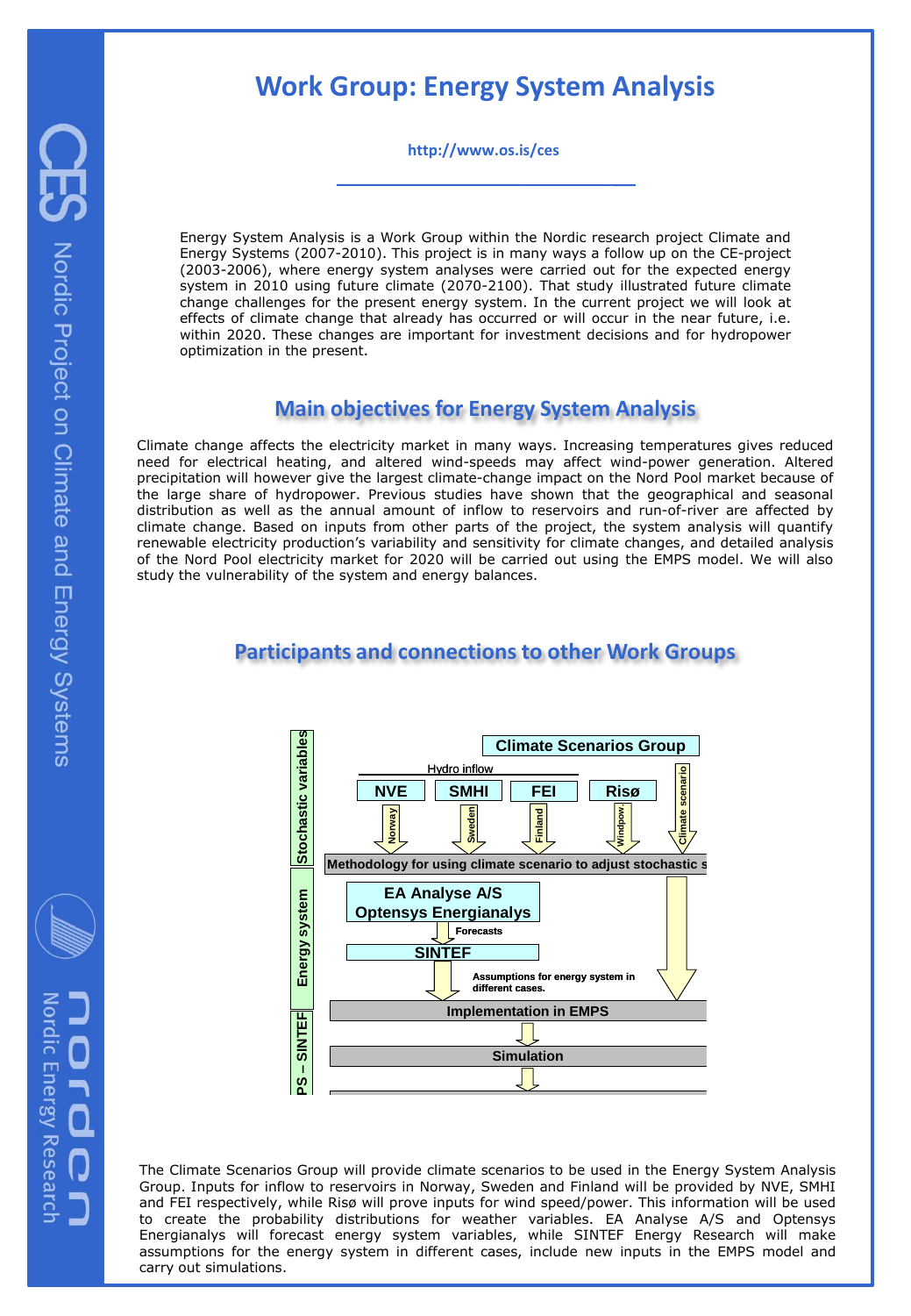# Work Group: Energy System Analysis

http://www.os.is/ces

Energy System Analysis is a Work Group within the Nordic research project Climate and Energy Systems (2007-2010). This project is in many ways a follow up on the CE-project (2003-2006), where energy system analyses were carried out for the expected energy system in 2010 using future climate (2070-2100). That study illustrated future climate change challenges for the present energy system. In the current project we will look at effects of climate change that already has occurred or will occur in the near future, i.e. within 2020. These changes are important for investment decisions and for hydropower optimization in the present.

## Main objectives for Energy System Analysis

Climate change affects the electricity market in many ways. Increasing temperatures gives reduced need for electrical heating, and altered wind-speeds may affect wind-power generation. Altered precipitation will however give the largest climate-change impact on the Nord Pool market because of the large share of hydropower. Previous studies have shown that the geographical and seasonal distribution as well as the annual amount of inflow to reservoirs and run-of-river are affected by climate change. Based on inputs from other parts of the project, the system analysis will quantify renewable electricity production's variability and sensitivity for climate changes, and detailed analysis of the Nord Pool electricity market for 2020 will be carried out using the EMPS model. We will also study the vulnerability of the system and energy balances.

## Participants and connections to other Work Groups

Stochastic variables

Climate Scenarios Group

Hydro inflow

NVE | SMHI | FEI | Risø

Norway | Sweden | Finland | Windpow. | Climate scenario

Methodology for using climate scenario to adjust stochastic s

Energy system

EA Analyse A/S
Optensys Energianalys

Forecasts

SINTEF

Assumptions for energy system in different cases.

PS – SINTEF

Implementation in EMPS

Simulation

The Climate Scenarios Group will provide climate scenarios to be used in the Energy System Analysis Group. Inputs for inflow to reservoirs in Norway, Sweden and Finland will be provided by NVE, SMHI and FEI respectively, while Risø will prove inputs for wind speed/power. This information will be used to create the probability distributions for weather variables. EA Analyse A/S and Optensys Energianalys will forecast energy system variables, while SINTEF Energy Research will make assumptions for the energy system in different cases, include new inputs in the EMPS model and carry out simulations.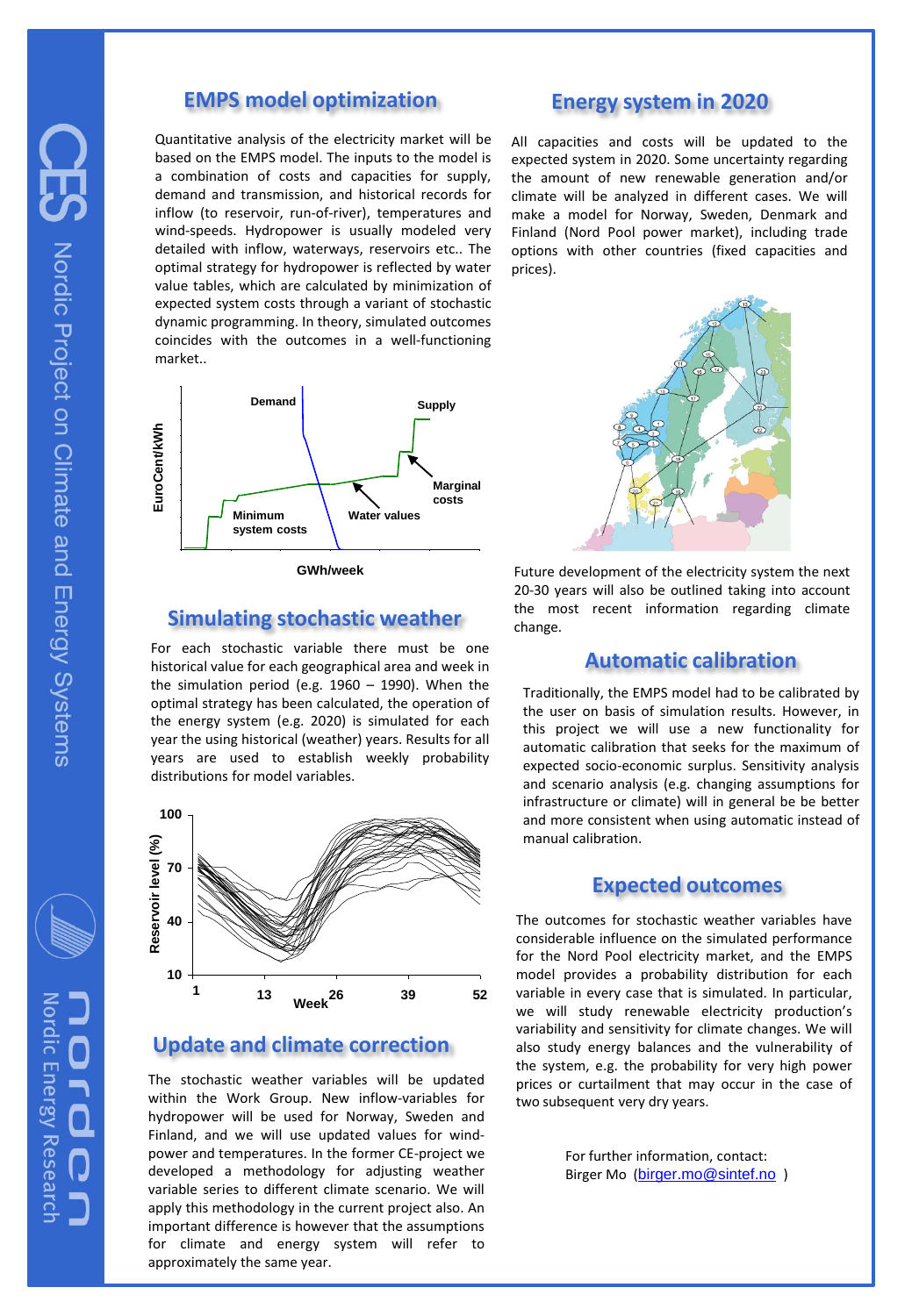## EMPS model optimization

Quantitative analysis of the electricity market will be based on the EMPS model. The inputs to the model is a combination of costs and capacities for supply, demand and transmission, and historical records for inflow (to reservoir, run-of-river), temperatures and wind-speeds. Hydropower is usually modeled very detailed with inflow, waterways, reservoirs etc.. The optimal strategy for hydropower is reflected by water value tables, which are calculated by minimization of expected system costs through a variant of stochastic dynamic programming. In theory, simulated outcomes coincides with the outcomes in a well-functioning market..

Demand
Supply
Marginal costs
Water values
Minimum system costs
EuroCent/kWh
GWh/week

## Simulating stochastic weather

For each stochastic variable there must be one historical value for each geographical area and week in the simulation period (e.g. 1960 – 1990). When the optimal strategy has been calculated, the operation of the energy system (e.g. 2020) is simulated for each year the using historical (weather) years. Results for all years are used to establish weekly probability distributions for model variables.

100
70
40
10
Reservoir level (%)
1
13
26
39
52
Week

## Update and climate correction

The stochastic weather variables will be updated within the Work Group. New inflow-variables for hydropower will be used for Norway, Sweden and Finland, and we will use updated values for wind-power and temperatures. In the former CE-project we developed a methodology for adjusting weather variable series to different climate scenario. We will apply this methodology in the current project also. An important difference is however that the assumptions for climate and energy system will refer to approximately the same year.

## Energy system in 2020

All capacities and costs will be updated to the expected system in 2020. Some uncertainty regarding the amount of new renewable generation and/or climate will be analyzed in different cases. We will make a model for Norway, Sweden, Denmark and Finland (Nord Pool power market), including trade options with other countries (fixed capacities and prices).

Future development of the electricity system the next 20-30 years will also be outlined taking into account the most recent information regarding climate change.

## Automatic calibration

Traditionally, the EMPS model had to be calibrated by the user on basis of simulation results. However, in this project we will use a new functionality for automatic calibration that seeks for the maximum of expected socio-economic surplus. Sensitivity analysis and scenario analysis (e.g. changing assumptions for infrastructure or climate) will in general be be better and more consistent when using automatic instead of manual calibration.

## Expected outcomes

The outcomes for stochastic weather variables have considerable influence on the simulated performance for the Nord Pool electricity market, and the EMPS model provides a probability distribution for each variable in every case that is simulated. In particular, we will study renewable electricity production's variability and sensitivity for climate changes. We will also study energy balances and the vulnerability of the system, e.g. the probability for very high power prices or curtailment that may occur in the case of two subsequent very dry years.

For further information, contact:
Birger Mo (birger.mo@sintef.no )

CES Nordic Project on Climate and Energy Systems

nordon Nordic Energy Research